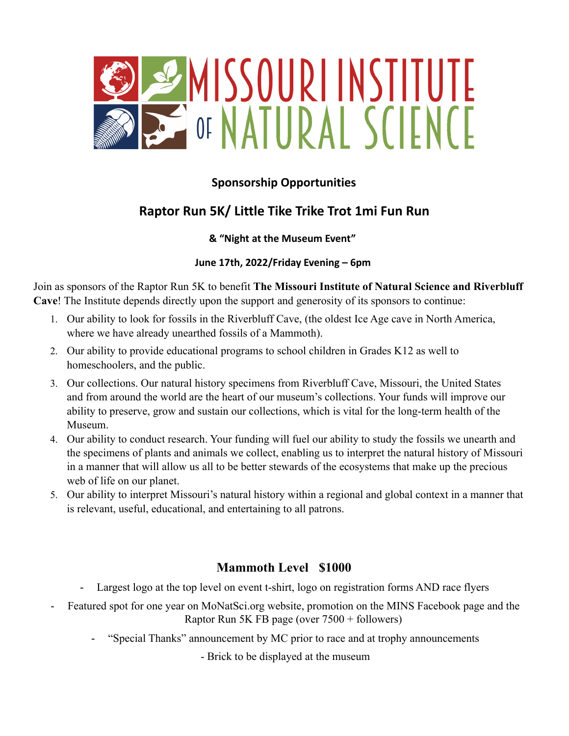# MISSOURI INSTITUTE OF NATURAL SCIENCE

**Sponsorship Opportunities**

## Raptor Run 5K/ Little Tike Trike Trot 1mi Fun Run

**& "Night at the Museum Event"**

**June 17th, 2022/Friday Evening – 6pm**

Join as sponsors of the Raptor Run 5K to benefit **The Missouri Institute of Natural Science and Riverbluff Cave**! The Institute depends directly upon the support and generosity of its sponsors to continue:

1. Our ability to look for fossils in the Riverbluff Cave, (the oldest Ice Age cave in North America, where we have already unearthed fossils of a Mammoth).
2. Our ability to provide educational programs to school children in Grades K12 as well to homeschoolers, and the public.
3. Our collections. Our natural history specimens from Riverbluff Cave, Missouri, the United States and from around the world are the heart of our museum's collections. Your funds will improve our ability to preserve, grow and sustain our collections, which is vital for the long-term health of the Museum.
4. Our ability to conduct research. Your funding will fuel our ability to study the fossils we unearth and the specimens of plants and animals we collect, enabling us to interpret the natural history of Missouri in a manner that will allow us all to be better stewards of the ecosystems that make up the precious web of life on our planet.
5. Our ability to interpret Missouri's natural history within a regional and global context in a manner that is relevant, useful, educational, and entertaining to all patrons.

### Mammoth Level $1000

- Largest logo at the top level on event t-shirt, logo on registration forms AND race flyers
- Featured spot for one year on MoNatSci.org website, promotion on the MINS Facebook page and the Raptor Run 5K FB page (over 7500 + followers)
- "Special Thanks" announcement by MC prior to race and at trophy announcements
- Brick to be displayed at the museum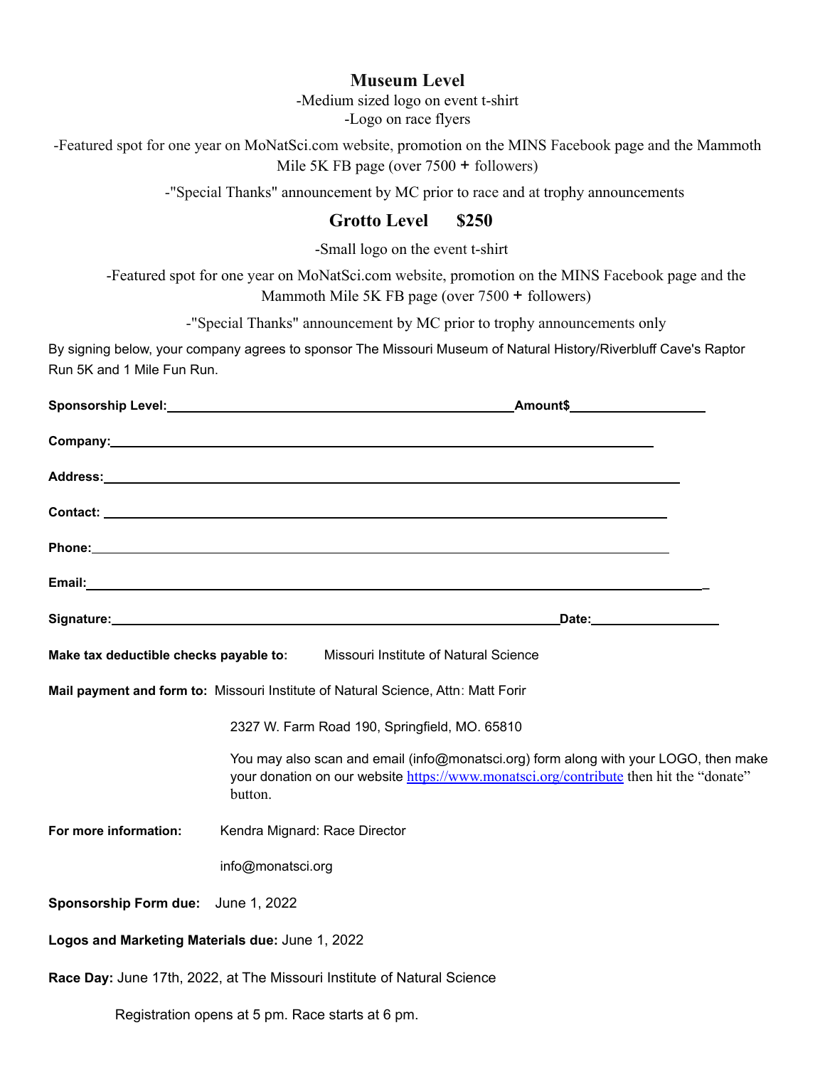## Museum Level

-Medium sized logo on event t-shirt

-Logo on race flyers

-Featured spot for one year on MoNatSci.com website, promotion on the MINS Facebook page and the Mammoth Mile 5K FB page (over 7500 + followers)

-"Special Thanks" announcement by MC prior to race and at trophy announcements

## Grotto Level $250

-Small logo on the event t-shirt

-Featured spot for one year on MoNatSci.com website, promotion on the MINS Facebook page and the Mammoth Mile 5K FB page (over 7500 + followers)

-"Special Thanks" announcement by MC prior to trophy announcements only

By signing below, your company agrees to sponsor The Missouri Museum of Natural History/Riverbluff Cave's Raptor Run 5K and 1 Mile Fun Run.

**Sponsorship Level:**______________________________________________**Amount$**__________________

**Company:**______________________________________________________________________

**Address:**_______________________________________________________________________

**Contact:** _______________________________________________________________________

**Phone:**_________________________________________________________________________

**Email:**__________________________________________________________________________

**Signature:**__________________________________________________________**Date:**________________

**Make tax deductible checks payable to**: Missouri Institute of Natural Science

**Mail payment and form to:** Missouri Institute of Natural Science, Attn: Matt Forir

2327 W. Farm Road 190, Springfield, MO. 65810

You may also scan and email (info@monatsci.org) form along with your LOGO, then make your donation on our website https://www.monatsci.org/contribute then hit the "donate" button.

**For more information:** Kendra Mignard: Race Director

info@monatsci.org

**Sponsorship Form due:** June 1, 2022

**Logos and Marketing Materials due:** June 1, 2022

**Race Day:** June 17th, 2022, at The Missouri Institute of Natural Science

Registration opens at 5 pm. Race starts at 6 pm.